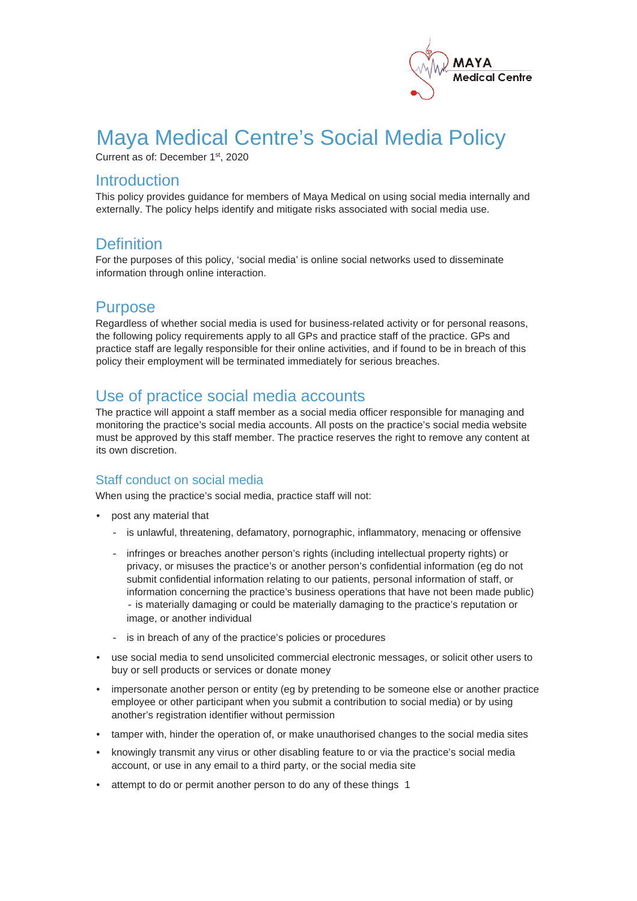MAYA
Medical Centre

# Maya Medical Centre's Social Media Policy

Current as of: December 1st, 2020

## Introduction

This policy provides guidance for members of Maya Medical on using social media internally and externally. The policy helps identify and mitigate risks associated with social media use.

## Definition

For the purposes of this policy, 'social media' is online social networks used to disseminate information through online interaction.

## Purpose

Regardless of whether social media is used for business-related activity or for personal reasons, the following policy requirements apply to all GPs and practice staff of the practice. GPs and practice staff are legally responsible for their online activities, and if found to be in breach of this policy their employment will be terminated immediately for serious breaches.

## Use of practice social media accounts

The practice will appoint a staff member as a social media officer responsible for managing and monitoring the practice's social media accounts. All posts on the practice's social media website must be approved by this staff member. The practice reserves the right to remove any content at its own discretion.

### Staff conduct on social media

When using the practice's social media, practice staff will not:

- post any material that
  - is unlawful, threatening, defamatory, pornographic, inflammatory, menacing or offensive
  - infringes or breaches another person's rights (including intellectual property rights) or privacy, or misuses the practice's or another person's confidential information (eg do not submit confidential information relating to our patients, personal information of staff, or information concerning the practice's business operations that have not been made public) - is materially damaging or could be materially damaging to the practice's reputation or image, or another individual
  - is in breach of any of the practice's policies or procedures
- use social media to send unsolicited commercial electronic messages, or solicit other users to buy or sell products or services or donate money
- impersonate another person or entity (eg by pretending to be someone else or another practice employee or other participant when you submit a contribution to social media) or by using another's registration identifier without permission
- tamper with, hinder the operation of, or make unauthorised changes to the social media sites
- knowingly transmit any virus or other disabling feature to or via the practice's social media account, or use in any email to a third party, or the social media site
- attempt to do or permit another person to do any of these things 1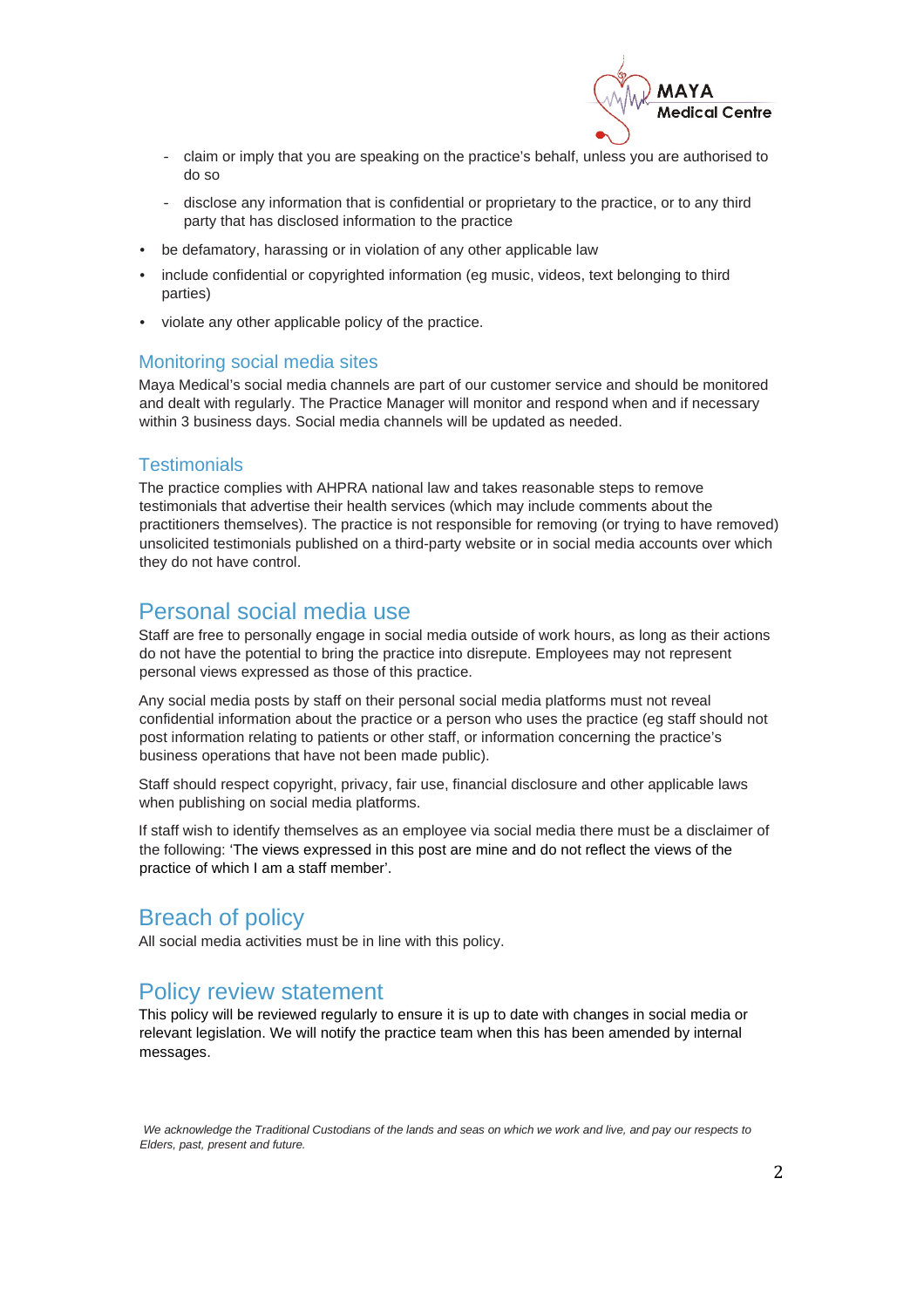- claim or imply that you are speaking on the practice's behalf, unless you are authorised to do so
  - disclose any information that is confidential or proprietary to the practice, or to any third party that has disclosed information to the practice
- be defamatory, harassing or in violation of any other applicable law
- include confidential or copyrighted information (eg music, videos, text belonging to third parties)
- violate any other applicable policy of the practice.

### Monitoring social media sites

Maya Medical's social media channels are part of our customer service and should be monitored and dealt with regularly. The Practice Manager will monitor and respond when and if necessary within 3 business days. Social media channels will be updated as needed.

### Testimonials

The practice complies with AHPRA national law and takes reasonable steps to remove testimonials that advertise their health services (which may include comments about the practitioners themselves). The practice is not responsible for removing (or trying to have removed) unsolicited testimonials published on a third-party website or in social media accounts over which they do not have control.

## Personal social media use

Staff are free to personally engage in social media outside of work hours, as long as their actions do not have the potential to bring the practice into disrepute. Employees may not represent personal views expressed as those of this practice.

Any social media posts by staff on their personal social media platforms must not reveal confidential information about the practice or a person who uses the practice (eg staff should not post information relating to patients or other staff, or information concerning the practice's business operations that have not been made public).

Staff should respect copyright, privacy, fair use, financial disclosure and other applicable laws when publishing on social media platforms.

If staff wish to identify themselves as an employee via social media there must be a disclaimer of the following: 'The views expressed in this post are mine and do not reflect the views of the practice of which I am a staff member'.

## Breach of policy

All social media activities must be in line with this policy.

## Policy review statement

This policy will be reviewed regularly to ensure it is up to date with changes in social media or relevant legislation. We will notify the practice team when this has been amended by internal messages.

*We acknowledge the Traditional Custodians of the lands and seas on which we work and live, and pay our respects to Elders, past, present and future.*